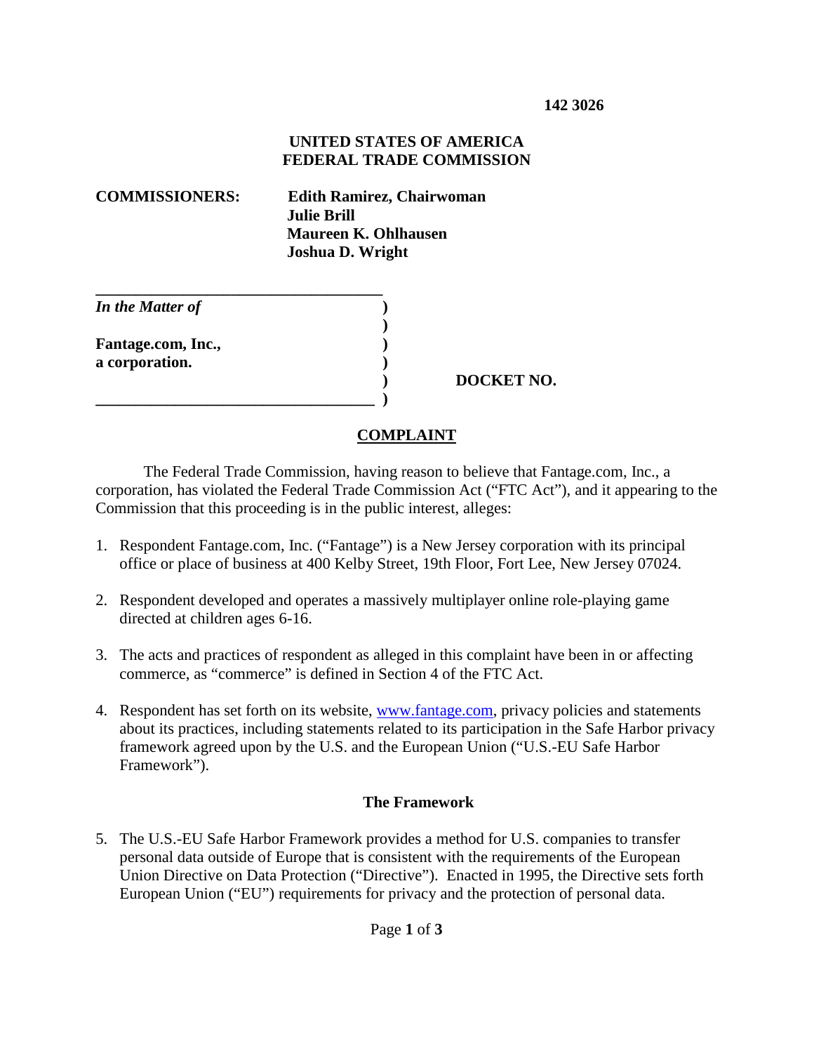**142 3026**

**UNITED STATES OF AMERICA**
**FEDERAL TRADE COMMISSION**

**COMMISSIONERS:** **Edith Ramirez, Chairwoman**
**Julie Brill**
**Maureen K. Ohlhausen**
**Joshua D. Wright**

| | | |
|---|---|---|
| ***In the Matter of*** | ) | |
| | ) | |
| **Fantage.com, Inc.,** | ) | |
| **a corporation.** | ) | |
| | ) | **DOCKET NO.** |
| | ) | |

## COMPLAINT

The Federal Trade Commission, having reason to believe that Fantage.com, Inc., a corporation, has violated the Federal Trade Commission Act ("FTC Act"), and it appearing to the Commission that this proceeding is in the public interest, alleges:

1. Respondent Fantage.com, Inc. ("Fantage") is a New Jersey corporation with its principal office or place of business at 400 Kelby Street, 19th Floor, Fort Lee, New Jersey 07024.

2. Respondent developed and operates a massively multiplayer online role-playing game directed at children ages 6-16.

3. The acts and practices of respondent as alleged in this complaint have been in or affecting commerce, as "commerce" is defined in Section 4 of the FTC Act.

4. Respondent has set forth on its website, www.fantage.com, privacy policies and statements about its practices, including statements related to its participation in the Safe Harbor privacy framework agreed upon by the U.S. and the European Union ("U.S.-EU Safe Harbor Framework").

### The Framework

5. The U.S.-EU Safe Harbor Framework provides a method for U.S. companies to transfer personal data outside of Europe that is consistent with the requirements of the European Union Directive on Data Protection ("Directive"). Enacted in 1995, the Directive sets forth European Union ("EU") requirements for privacy and the protection of personal data.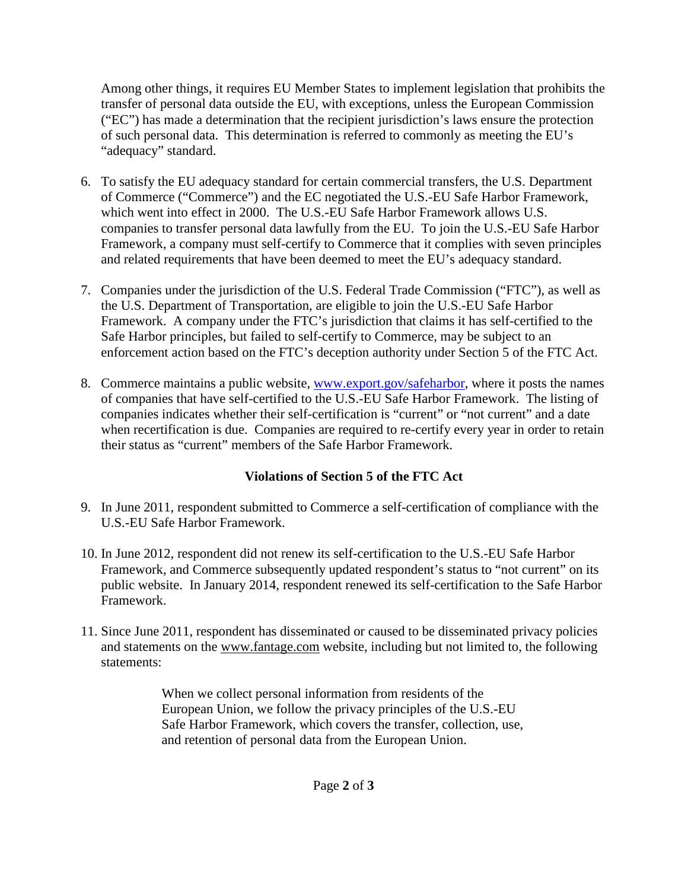Among other things, it requires EU Member States to implement legislation that prohibits the transfer of personal data outside the EU, with exceptions, unless the European Commission ("EC") has made a determination that the recipient jurisdiction's laws ensure the protection of such personal data. This determination is referred to commonly as meeting the EU's "adequacy" standard.

6. To satisfy the EU adequacy standard for certain commercial transfers, the U.S. Department of Commerce ("Commerce") and the EC negotiated the U.S.-EU Safe Harbor Framework, which went into effect in 2000. The U.S.-EU Safe Harbor Framework allows U.S. companies to transfer personal data lawfully from the EU. To join the U.S.-EU Safe Harbor Framework, a company must self-certify to Commerce that it complies with seven principles and related requirements that have been deemed to meet the EU's adequacy standard.

7. Companies under the jurisdiction of the U.S. Federal Trade Commission ("FTC"), as well as the U.S. Department of Transportation, are eligible to join the U.S.-EU Safe Harbor Framework. A company under the FTC's jurisdiction that claims it has self-certified to the Safe Harbor principles, but failed to self-certify to Commerce, may be subject to an enforcement action based on the FTC's deception authority under Section 5 of the FTC Act.

8. Commerce maintains a public website, [www.export.gov/safeharbor](www.export.gov/safeharbor), where it posts the names of companies that have self-certified to the U.S.-EU Safe Harbor Framework. The listing of companies indicates whether their self-certification is "current" or "not current" and a date when recertification is due. Companies are required to re-certify every year in order to retain their status as "current" members of the Safe Harbor Framework.

**Violations of Section 5 of the FTC Act**

9. In June 2011, respondent submitted to Commerce a self-certification of compliance with the U.S.-EU Safe Harbor Framework.

10. In June 2012, respondent did not renew its self-certification to the U.S.-EU Safe Harbor Framework, and Commerce subsequently updated respondent's status to "not current" on its public website. In January 2014, respondent renewed its self-certification to the Safe Harbor Framework.

11. Since June 2011, respondent has disseminated or caused to be disseminated privacy policies and statements on the www.fantage.com website, including but not limited to, the following statements:

> When we collect personal information from residents of the European Union, we follow the privacy principles of the U.S.-EU Safe Harbor Framework, which covers the transfer, collection, use, and retention of personal data from the European Union.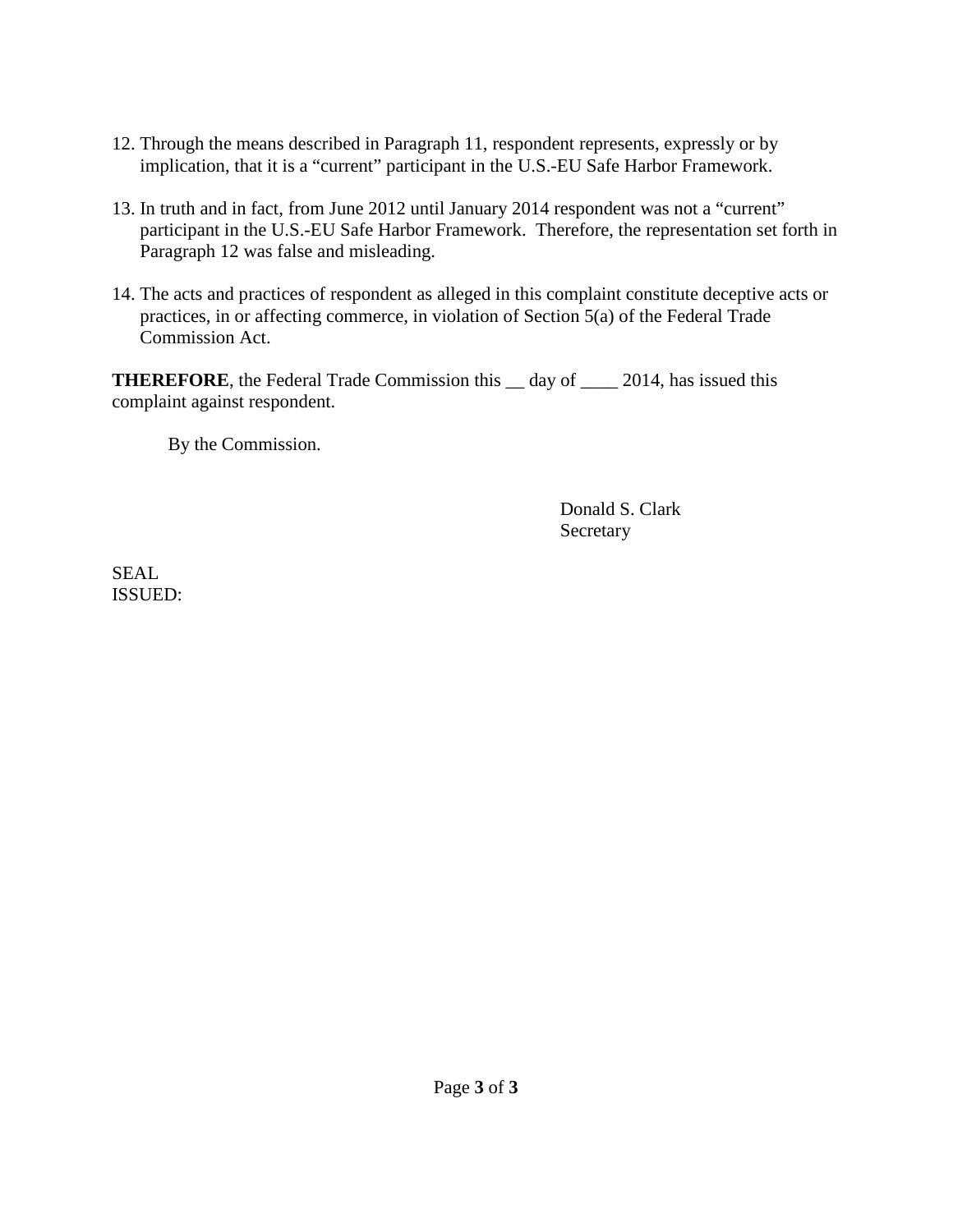12. Through the means described in Paragraph 11, respondent represents, expressly or by implication, that it is a "current" participant in the U.S.-EU Safe Harbor Framework.

13. In truth and in fact, from June 2012 until January 2014 respondent was not a "current" participant in the U.S.-EU Safe Harbor Framework. Therefore, the representation set forth in Paragraph 12 was false and misleading.

14. The acts and practices of respondent as alleged in this complaint constitute deceptive acts or practices, in or affecting commerce, in violation of Section 5(a) of the Federal Trade Commission Act.

**THEREFORE**, the Federal Trade Commission this __ day of ____ 2014, has issued this complaint against respondent.

By the Commission.

Donald S. Clark
Secretary

SEAL
ISSUED: